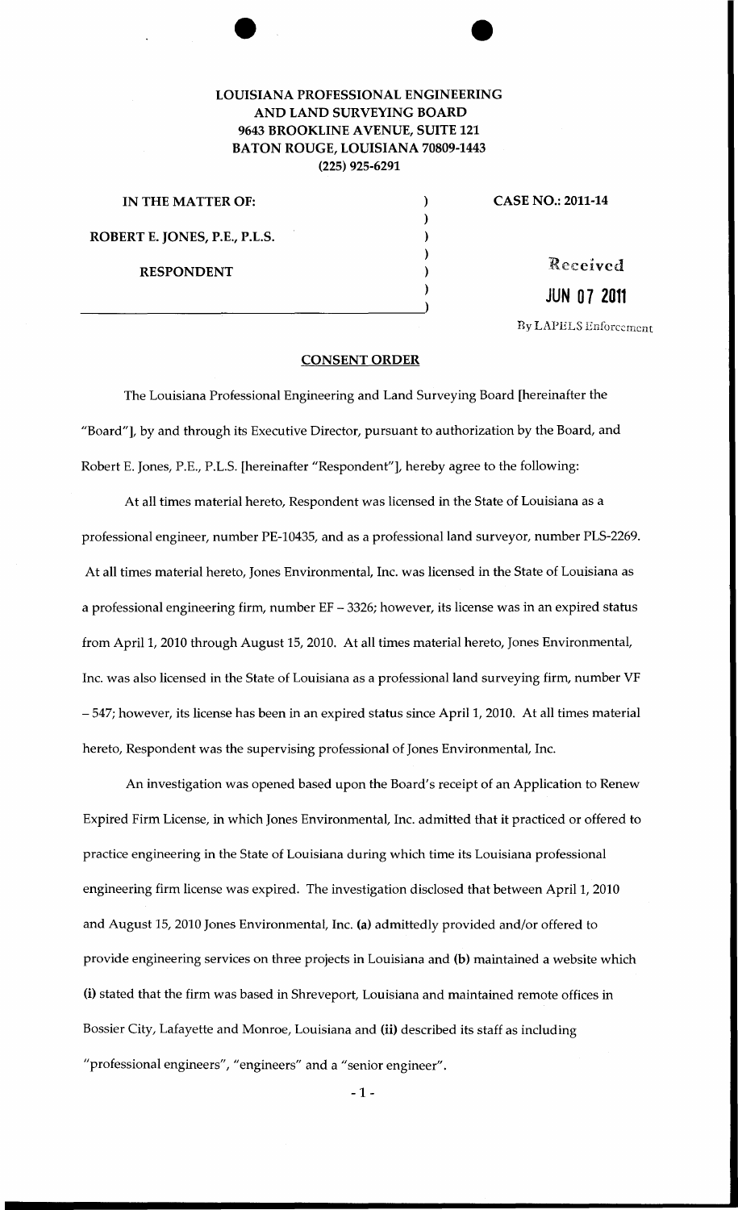**LOUISIANA PROFESSIONAL ENGINEERING AND LAND SURVEYING BOARD**
**9643 BROOKLINE AVENUE, SUITE 121**
**BATON ROUGE, LOUISIANA 70809-1443**
**(225) 925-6291**

**IN THE MATTER OF:**

**ROBERT E. JONES, P.E., P.L.S.**

**RESPONDENT**

**CASE NO.: 2011-14**

Received
JUN 07 2011
By LAPELS Enforcement

## CONSENT ORDER

The Louisiana Professional Engineering and Land Surveying Board [hereinafter the "Board"], by and through its Executive Director, pursuant to authorization by the Board, and Robert E. Jones, P.E., P.L.S. [hereinafter "Respondent"], hereby agree to the following:

At all times material hereto, Respondent was licensed in the State of Louisiana as a professional engineer, number PE-10435, and as a professional land surveyor, number PLS-2269. At all times material hereto, Jones Environmental, Inc. was licensed in the State of Louisiana as a professional engineering firm, number EF – 3326; however, its license was in an expired status from April 1, 2010 through August 15, 2010. At all times material hereto, Jones Environmental, Inc. was also licensed in the State of Louisiana as a professional land surveying firm, number VF – 547; however, its license has been in an expired status since April 1, 2010. At all times material hereto, Respondent was the supervising professional of Jones Environmental, Inc.

An investigation was opened based upon the Board's receipt of an Application to Renew Expired Firm License, in which Jones Environmental, Inc. admitted that it practiced or offered to practice engineering in the State of Louisiana during which time its Louisiana professional engineering firm license was expired. The investigation disclosed that between April 1, 2010 and August 15, 2010 Jones Environmental, Inc. **(a)** admittedly provided and/or offered to provide engineering services on three projects in Louisiana and **(b)** maintained a website which **(i)** stated that the firm was based in Shreveport, Louisiana and maintained remote offices in Bossier City, Lafayette and Monroe, Louisiana and **(ii)** described its staff as including "professional engineers", "engineers" and a "senior engineer".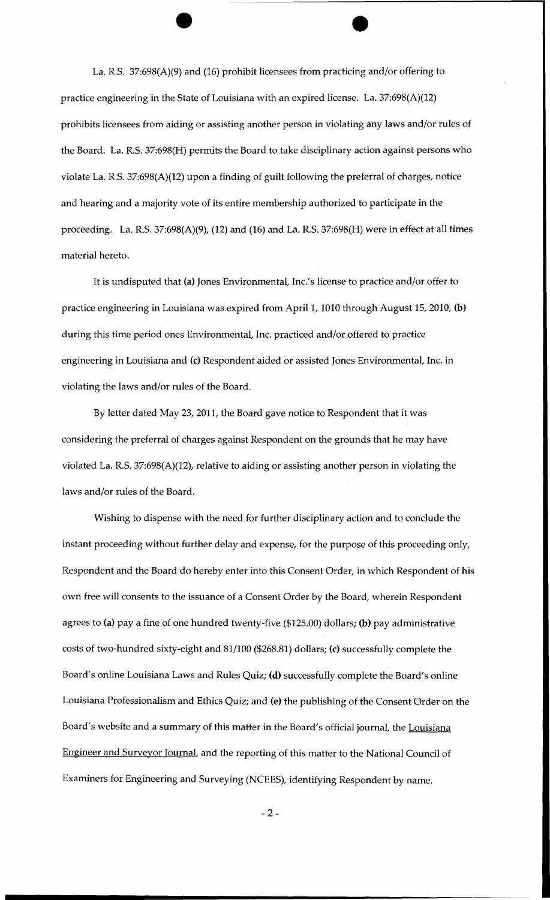La. R.S. 37:698(A)(9) and (16) prohibit licensees from practicing and/or offering to practice engineering in the State of Louisiana with an expired license. La. 37:698(A)(12) prohibits licensees from aiding or assisting another person in violating any laws and/or rules of the Board. La. R.S. 37:698(H) permits the Board to take disciplinary action against persons who violate La. R.S. 37:698(A)(12) upon a finding of guilt following the preferral of charges, notice and hearing and a majority vote of its entire membership authorized to participate in the proceeding. La. R.S. 37:698(A)(9), (12) and (16) and La. R.S. 37:698(H) were in effect at all times material hereto.

It is undisputed that **(a)** Jones Environmental, Inc.'s license to practice and/or offer to practice engineering in Louisiana was expired from April 1, 1010 through August 15, 2010, **(b)** during this time period ones Environmental, Inc. practiced and/or offered to practice engineering in Louisiana and **(c)** Respondent aided or assisted Jones Environmental, Inc. in violating the laws and/or rules of the Board.

By letter dated May 23, 2011, the Board gave notice to Respondent that it was considering the preferral of charges against Respondent on the grounds that he may have violated La. R.S. 37:698(A)(12), relative to aiding or assisting another person in violating the laws and/or rules of the Board.

Wishing to dispense with the need for further disciplinary action and to conclude the instant proceeding without further delay and expense, for the purpose of this proceeding only, Respondent and the Board do hereby enter into this Consent Order, in which Respondent of his own free will consents to the issuance of a Consent Order by the Board, wherein Respondent agrees to **(a)** pay a fine of one hundred twenty-five ($125.00) dollars; **(b)** pay administrative costs of two-hundred sixty-eight and 81/100 ($268.81) dollars; **(c)** successfully complete the Board's online Louisiana Laws and Rules Quiz; **(d)** successfully complete the Board's online Louisiana Professionalism and Ethics Quiz; and **(e)** the publishing of the Consent Order on the Board's website and a summary of this matter in the Board's official journal, the Louisiana Engineer and Surveyor Journal, and the reporting of this matter to the National Council of Examiners for Engineering and Surveying (NCEES), identifying Respondent by name.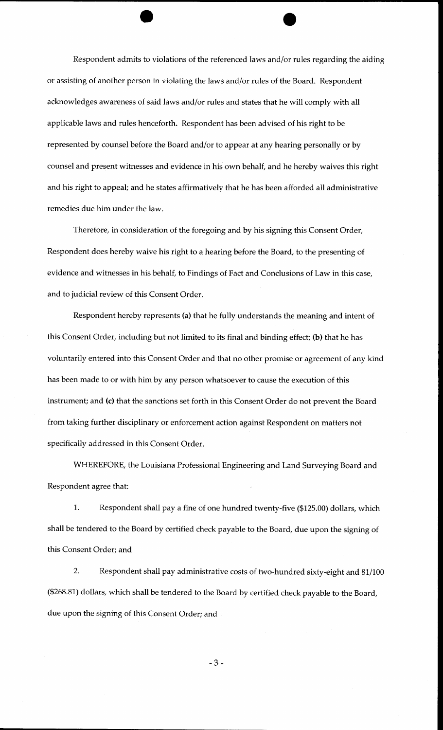Respondent admits to violations of the referenced laws and/or rules regarding the aiding or assisting of another person in violating the laws and/or rules of the Board. Respondent acknowledges awareness of said laws and/or rules and states that he will comply with all applicable laws and rules henceforth. Respondent has been advised of his right to be represented by counsel before the Board and/or to appear at any hearing personally or by counsel and present witnesses and evidence in his own behalf, and he hereby waives this right and his right to appeal; and he states affirmatively that he has been afforded all administrative remedies due him under the law.

Therefore, in consideration of the foregoing and by his signing this Consent Order, Respondent does hereby waive his right to a hearing before the Board, to the presenting of evidence and witnesses in his behalf, to Findings of Fact and Conclusions of Law in this case, and to judicial review of this Consent Order.

Respondent hereby represents **(a)** that he fully understands the meaning and intent of this Consent Order, including but not limited to its final and binding effect; **(b)** that he has voluntarily entered into this Consent Order and that no other promise or agreement of any kind has been made to or with him by any person whatsoever to cause the execution of this instrument; and **(c)** that the sanctions set forth in this Consent Order do not prevent the Board from taking further disciplinary or enforcement action against Respondent on matters not specifically addressed in this Consent Order.

WHEREFORE, the Louisiana Professional Engineering and Land Surveying Board and Respondent agree that:

1. Respondent shall pay a fine of one hundred twenty-five ($125.00) dollars, which shall be tendered to the Board by certified check payable to the Board, due upon the signing of this Consent Order; and

2. Respondent shall pay administrative costs of two-hundred sixty-eight and 81/100 ($268.81) dollars, which shall be tendered to the Board by certified check payable to the Board, due upon the signing of this Consent Order; and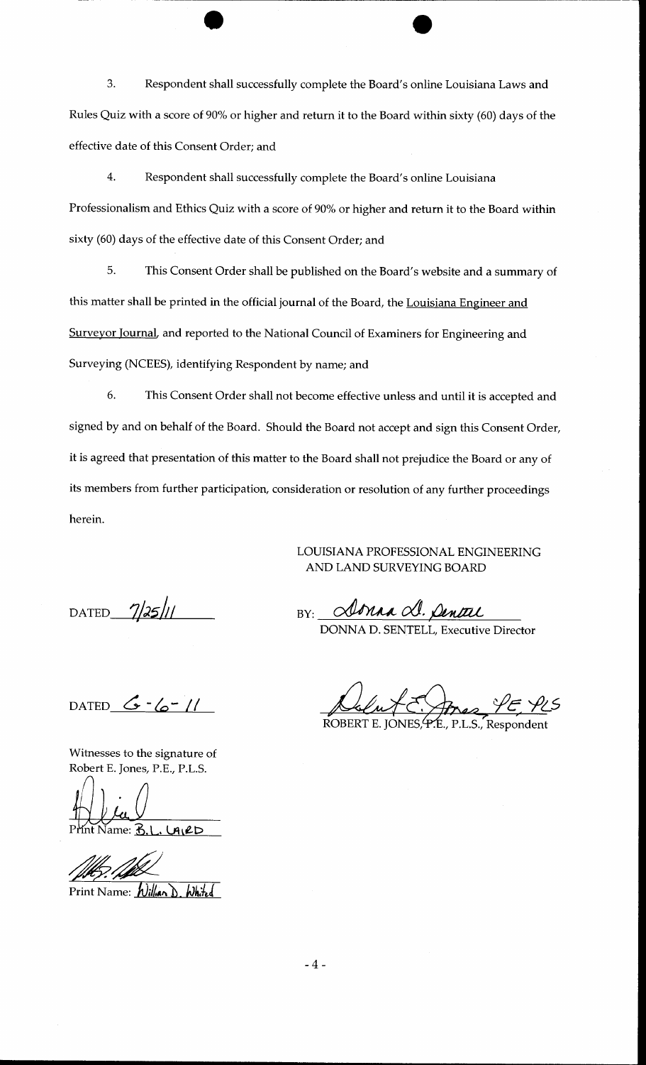3. Respondent shall successfully complete the Board's online Louisiana Laws and Rules Quiz with a score of 90% or higher and return it to the Board within sixty (60) days of the effective date of this Consent Order; and

4. Respondent shall successfully complete the Board's online Louisiana Professionalism and Ethics Quiz with a score of 90% or higher and return it to the Board within sixty (60) days of the effective date of this Consent Order; and

5. This Consent Order shall be published on the Board's website and a summary of this matter shall be printed in the official journal of the Board, the Louisiana Engineer and Surveyor Journal, and reported to the National Council of Examiners for Engineering and Surveying (NCEES), identifying Respondent by name; and

6. This Consent Order shall not become effective unless and until it is accepted and signed by and on behalf of the Board. Should the Board not accept and sign this Consent Order, it is agreed that presentation of this matter to the Board shall not prejudice the Board or any of its members from further participation, consideration or resolution of any further proceedings herein.

LOUISIANA PROFESSIONAL ENGINEERING AND LAND SURVEYING BOARD

DATED 7/25/11

BY: Donna D. Sentell
DONNA D. SENTELL, Executive Director

DATED 6-6-11

Robert E. Jones PE, PLS
ROBERT E. JONES, P.E., P.L.S., Respondent

Witnesses to the signature of Robert E. Jones, P.E., P.L.S.

Print Name: B. L. LAIRD

Print Name: William D. White